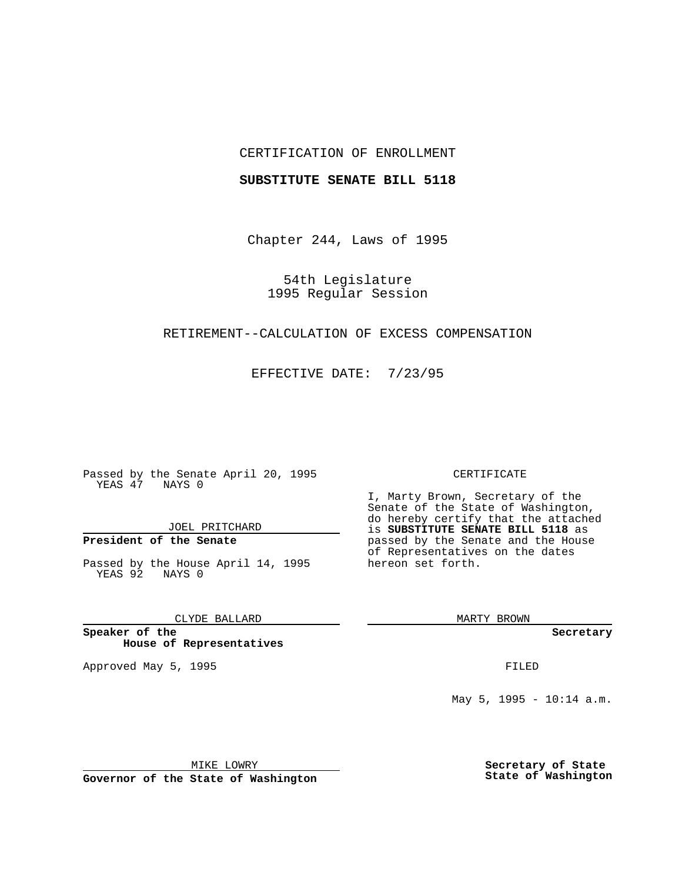CERTIFICATION OF ENROLLMENT

**SUBSTITUTE SENATE BILL 5118**

Chapter 244, Laws of 1995

54th Legislature
1995 Regular Session

RETIREMENT--CALCULATION OF EXCESS COMPENSATION

EFFECTIVE DATE: 7/23/95

Passed by the Senate April 20, 1995
YEAS 47 NAYS 0

JOEL PRITCHARD

**President of the Senate**

Passed by the House April 14, 1995
YEAS 92 NAYS 0

CLYDE BALLARD

**Speaker of the House of Representatives**

Approved May 5, 1995

MIKE LOWRY

**Governor of the State of Washington**

CERTIFICATE

I, Marty Brown, Secretary of the Senate of the State of Washington, do hereby certify that the attached is **SUBSTITUTE SENATE BILL 5118** as passed by the Senate and the House of Representatives on the dates hereon set forth.

MARTY BROWN

**Secretary**

FILED

May 5, 1995 - 10:14 a.m.

**Secretary of State State of Washington**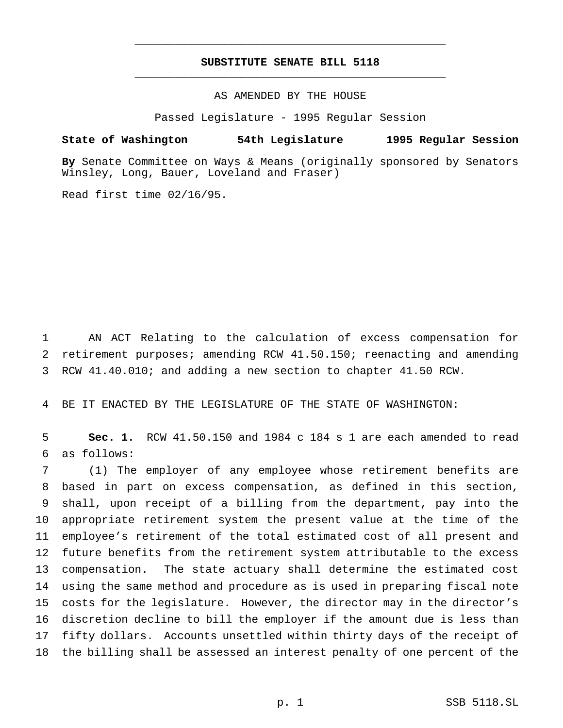# SUBSTITUTE SENATE BILL 5118

AS AMENDED BY THE HOUSE

Passed Legislature - 1995 Regular Session

**State of Washington 54th Legislature 1995 Regular Session**

**By** Senate Committee on Ways & Means (originally sponsored by Senators Winsley, Long, Bauer, Loveland and Fraser)

Read first time 02/16/95.

1 AN ACT Relating to the calculation of excess compensation for 2 retirement purposes; amending RCW 41.50.150; reenacting and amending 3 RCW 41.40.010; and adding a new section to chapter 41.50 RCW.

4 BE IT ENACTED BY THE LEGISLATURE OF THE STATE OF WASHINGTON:

5 **Sec. 1.** RCW 41.50.150 and 1984 c 184 s 1 are each amended to read 6 as follows:

7 (1) The employer of any employee whose retirement benefits are 8 based in part on excess compensation, as defined in this section, 9 shall, upon receipt of a billing from the department, pay into the 10 appropriate retirement system the present value at the time of the 11 employee's retirement of the total estimated cost of all present and 12 future benefits from the retirement system attributable to the excess 13 compensation. The state actuary shall determine the estimated cost 14 using the same method and procedure as is used in preparing fiscal note 15 costs for the legislature. However, the director may in the director's 16 discretion decline to bill the employer if the amount due is less than 17 fifty dollars. Accounts unsettled within thirty days of the receipt of 18 the billing shall be assessed an interest penalty of one percent of the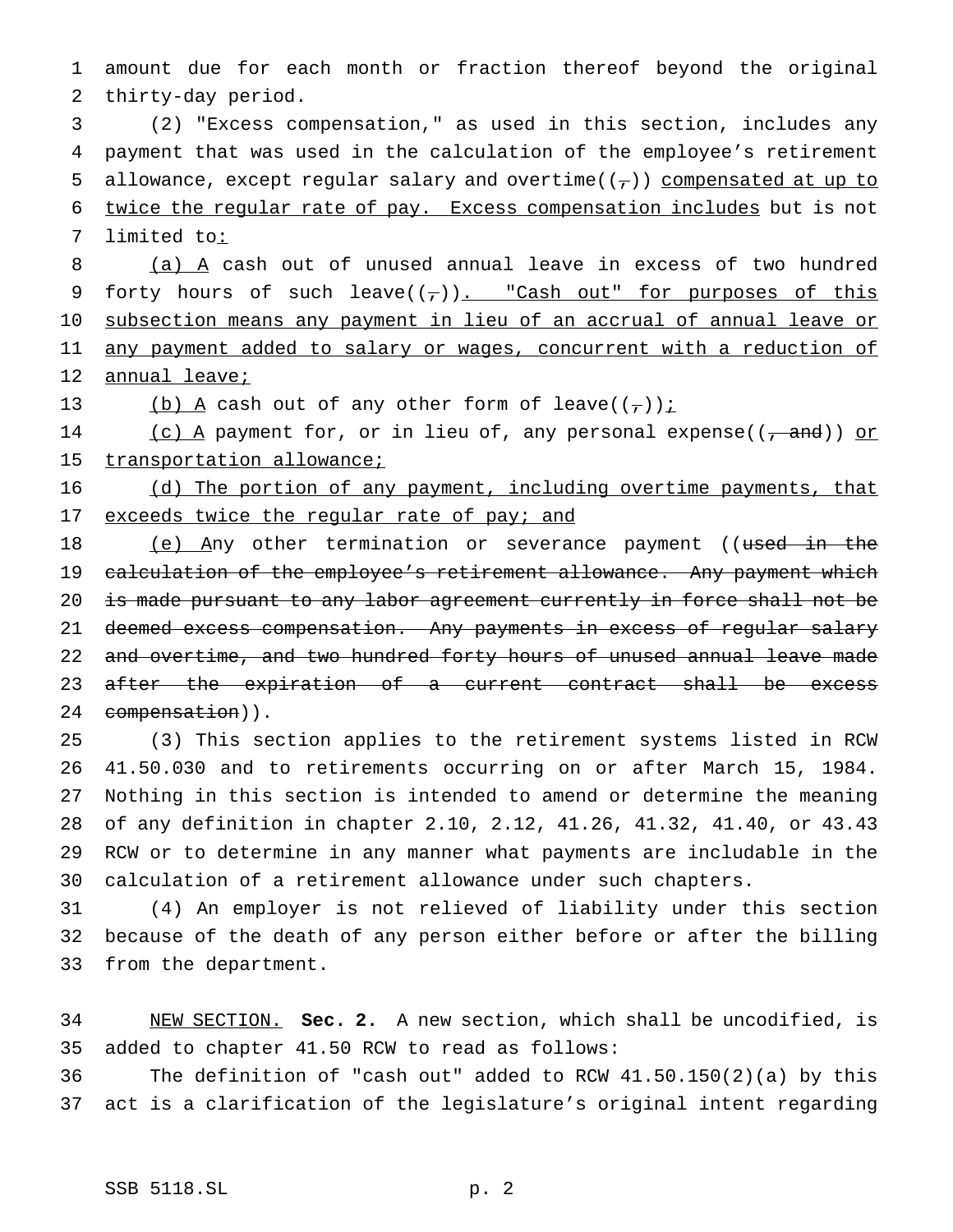amount due for each month or fraction thereof beyond the original thirty-day period.

(2) "Excess compensation," as used in this section, includes any payment that was used in the calculation of the employee's retirement allowance, except regular salary and overtime((,)) compensated at up to twice the regular rate of pay. Excess compensation includes but is not limited to:

(a) A cash out of unused annual leave in excess of two hundred forty hours of such leave((,)). "Cash out" for purposes of this subsection means any payment in lieu of an accrual of annual leave or any payment added to salary or wages, concurrent with a reduction of annual leave;

(b) A cash out of any other form of leave((,));

(c) A payment for, or in lieu of, any personal expense((, and)) or transportation allowance;

(d) The portion of any payment, including overtime payments, that exceeds twice the regular rate of pay; and

(e) Any other termination or severance payment ((~~used in the calculation of the employee's retirement allowance. Any payment which is made pursuant to any labor agreement currently in force shall not be deemed excess compensation. Any payments in excess of regular salary and overtime, and two hundred forty hours of unused annual leave made after the expiration of a current contract shall be excess compensation~~)).

(3) This section applies to the retirement systems listed in RCW 41.50.030 and to retirements occurring on or after March 15, 1984. Nothing in this section is intended to amend or determine the meaning of any definition in chapter 2.10, 2.12, 41.26, 41.32, 41.40, or 43.43 RCW or to determine in any manner what payments are includable in the calculation of a retirement allowance under such chapters.

(4) An employer is not relieved of liability under this section because of the death of any person either before or after the billing from the department.

NEW SECTION. **Sec. 2.** A new section, which shall be uncodified, is added to chapter 41.50 RCW to read as follows:

The definition of "cash out" added to RCW 41.50.150(2)(a) by this act is a clarification of the legislature's original intent regarding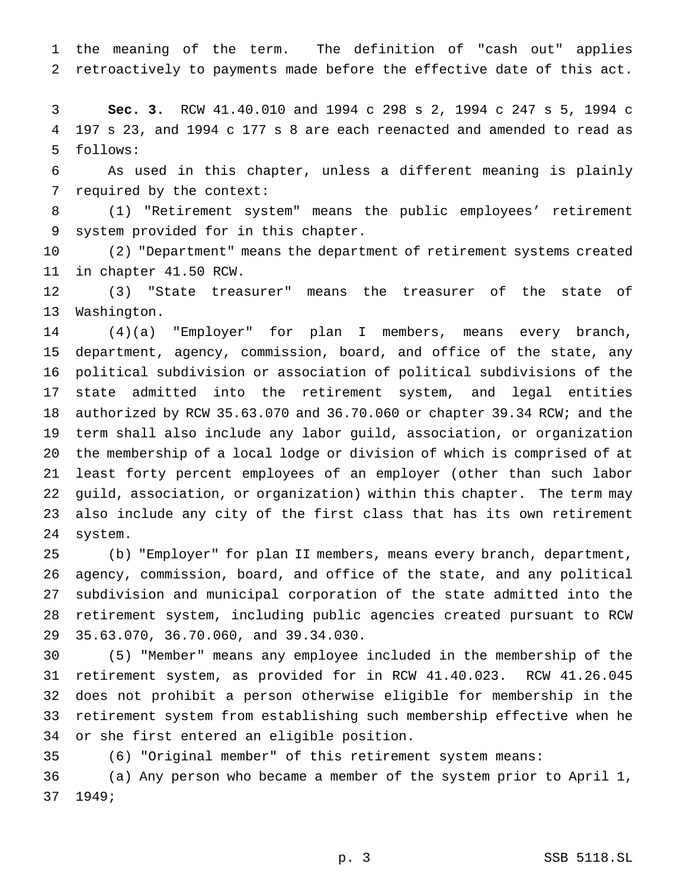the meaning of the term. The definition of "cash out" applies retroactively to payments made before the effective date of this act.

**Sec. 3.** RCW 41.40.010 and 1994 c 298 s 2, 1994 c 247 s 5, 1994 c 197 s 23, and 1994 c 177 s 8 are each reenacted and amended to read as follows:

As used in this chapter, unless a different meaning is plainly required by the context:

(1) "Retirement system" means the public employees' retirement system provided for in this chapter.

(2) "Department" means the department of retirement systems created in chapter 41.50 RCW.

(3) "State treasurer" means the treasurer of the state of Washington.

(4)(a) "Employer" for plan I members, means every branch, department, agency, commission, board, and office of the state, any political subdivision or association of political subdivisions of the state admitted into the retirement system, and legal entities authorized by RCW 35.63.070 and 36.70.060 or chapter 39.34 RCW; and the term shall also include any labor guild, association, or organization the membership of a local lodge or division of which is comprised of at least forty percent employees of an employer (other than such labor guild, association, or organization) within this chapter. The term may also include any city of the first class that has its own retirement system.

(b) "Employer" for plan II members, means every branch, department, agency, commission, board, and office of the state, and any political subdivision and municipal corporation of the state admitted into the retirement system, including public agencies created pursuant to RCW 35.63.070, 36.70.060, and 39.34.030.

(5) "Member" means any employee included in the membership of the retirement system, as provided for in RCW 41.40.023. RCW 41.26.045 does not prohibit a person otherwise eligible for membership in the retirement system from establishing such membership effective when he or she first entered an eligible position.

(6) "Original member" of this retirement system means:

(a) Any person who became a member of the system prior to April 1, 1949;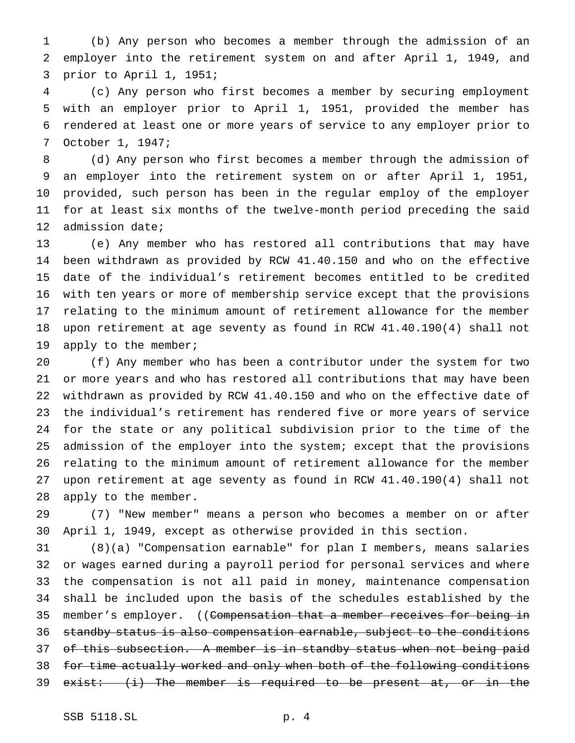(b) Any person who becomes a member through the admission of an employer into the retirement system on and after April 1, 1949, and prior to April 1, 1951;

(c) Any person who first becomes a member by securing employment with an employer prior to April 1, 1951, provided the member has rendered at least one or more years of service to any employer prior to October 1, 1947;

(d) Any person who first becomes a member through the admission of an employer into the retirement system on or after April 1, 1951, provided, such person has been in the regular employ of the employer for at least six months of the twelve-month period preceding the said admission date;

(e) Any member who has restored all contributions that may have been withdrawn as provided by RCW 41.40.150 and who on the effective date of the individual's retirement becomes entitled to be credited with ten years or more of membership service except that the provisions relating to the minimum amount of retirement allowance for the member upon retirement at age seventy as found in RCW 41.40.190(4) shall not apply to the member;

(f) Any member who has been a contributor under the system for two or more years and who has restored all contributions that may have been withdrawn as provided by RCW 41.40.150 and who on the effective date of the individual's retirement has rendered five or more years of service for the state or any political subdivision prior to the time of the admission of the employer into the system; except that the provisions relating to the minimum amount of retirement allowance for the member upon retirement at age seventy as found in RCW 41.40.190(4) shall not apply to the member.

(7) "New member" means a person who becomes a member on or after April 1, 1949, except as otherwise provided in this section.

(8)(a) "Compensation earnable" for plan I members, means salaries or wages earned during a payroll period for personal services and where the compensation is not all paid in money, maintenance compensation shall be included upon the basis of the schedules established by the member's employer. ((~~Compensation that a member receives for being in standby status is also compensation earnable, subject to the conditions of this subsection. A member is in standby status when not being paid for time actually worked and only when both of the following conditions exist: (i) The member is required to be present at, or in the~~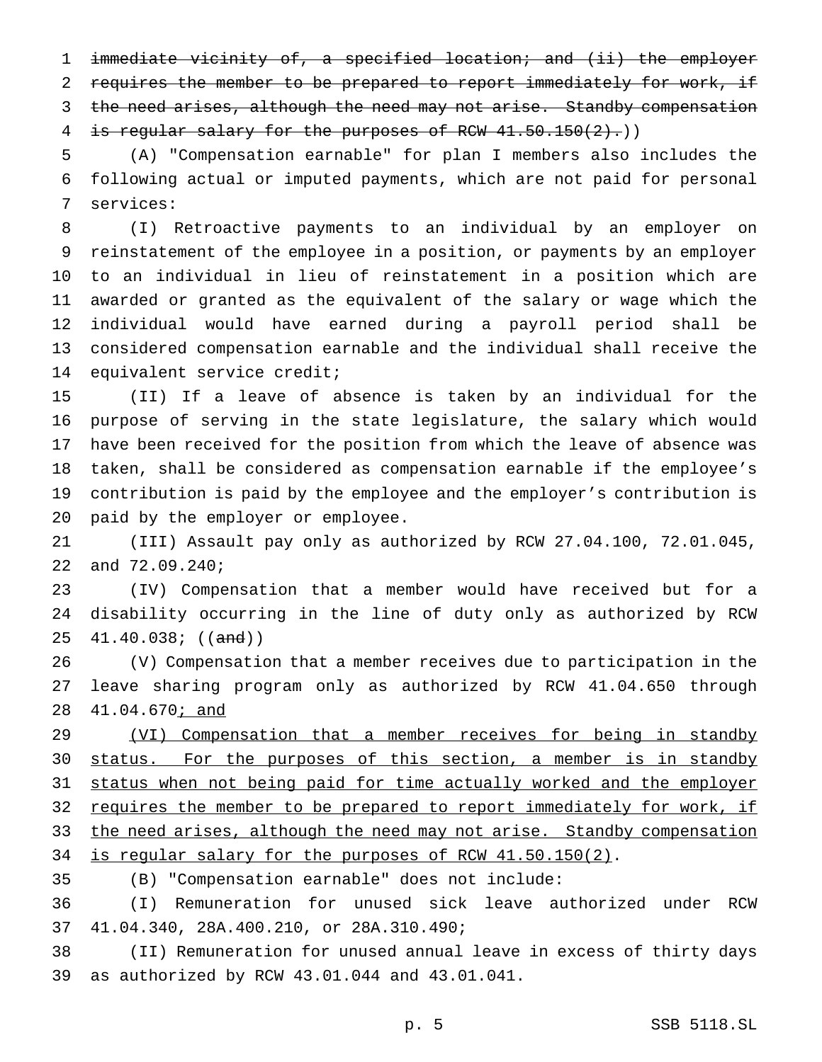~~immediate vicinity of, a specified location; and (ii) the employer requires the member to be prepared to report immediately for work, if the need arises, although the need may not arise. Standby compensation is regular salary for the purposes of RCW 41.50.150(2).~~))

(A) "Compensation earnable" for plan I members also includes the following actual or imputed payments, which are not paid for personal services:

(I) Retroactive payments to an individual by an employer on reinstatement of the employee in a position, or payments by an employer to an individual in lieu of reinstatement in a position which are awarded or granted as the equivalent of the salary or wage which the individual would have earned during a payroll period shall be considered compensation earnable and the individual shall receive the equivalent service credit;

(II) If a leave of absence is taken by an individual for the purpose of serving in the state legislature, the salary which would have been received for the position from which the leave of absence was taken, shall be considered as compensation earnable if the employee's contribution is paid by the employee and the employer's contribution is paid by the employer or employee.

(III) Assault pay only as authorized by RCW 27.04.100, 72.01.045, and 72.09.240;

(IV) Compensation that a member would have received but for a disability occurring in the line of duty only as authorized by RCW 41.40.038; ((~~and~~))

(V) Compensation that a member receives due to participation in the leave sharing program only as authorized by RCW 41.04.650 through 41.04.670<u>; and</u>

<u>(VI) Compensation that a member receives for being in standby status. For the purposes of this section, a member is in standby status when not being paid for time actually worked and the employer requires the member to be prepared to report immediately for work, if the need arises, although the need may not arise. Standby compensation is regular salary for the purposes of RCW 41.50.150(2)</u>.

(B) "Compensation earnable" does not include:

(I) Remuneration for unused sick leave authorized under RCW 41.04.340, 28A.400.210, or 28A.310.490;

(II) Remuneration for unused annual leave in excess of thirty days as authorized by RCW 43.01.044 and 43.01.041.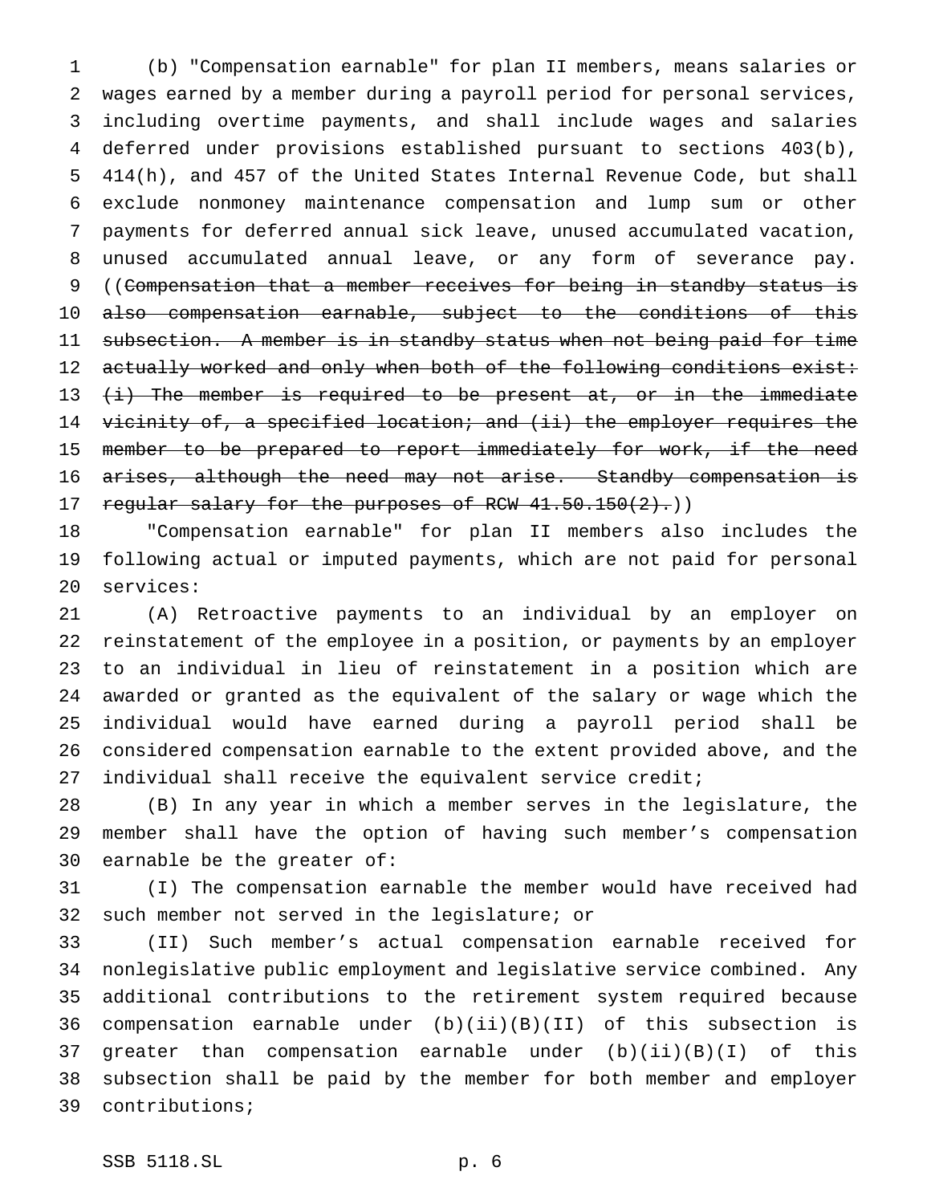(b) "Compensation earnable" for plan II members, means salaries or wages earned by a member during a payroll period for personal services, including overtime payments, and shall include wages and salaries deferred under provisions established pursuant to sections 403(b), 414(h), and 457 of the United States Internal Revenue Code, but shall exclude nonmoney maintenance compensation and lump sum or other payments for deferred annual sick leave, unused accumulated vacation, unused accumulated annual leave, or any form of severance pay. ((~~Compensation that a member receives for being in standby status is also compensation earnable, subject to the conditions of this subsection. A member is in standby status when not being paid for time actually worked and only when both of the following conditions exist: (i) The member is required to be present at, or in the immediate vicinity of, a specified location; and (ii) the employer requires the member to be prepared to report immediately for work, if the need arises, although the need may not arise. Standby compensation is regular salary for the purposes of RCW 41.50.150(2).~~))

"Compensation earnable" for plan II members also includes the following actual or imputed payments, which are not paid for personal services:

(A) Retroactive payments to an individual by an employer on reinstatement of the employee in a position, or payments by an employer to an individual in lieu of reinstatement in a position which are awarded or granted as the equivalent of the salary or wage which the individual would have earned during a payroll period shall be considered compensation earnable to the extent provided above, and the individual shall receive the equivalent service credit;

(B) In any year in which a member serves in the legislature, the member shall have the option of having such member's compensation earnable be the greater of:

(I) The compensation earnable the member would have received had such member not served in the legislature; or

(II) Such member's actual compensation earnable received for nonlegislative public employment and legislative service combined. Any additional contributions to the retirement system required because compensation earnable under (b)(ii)(B)(II) of this subsection is greater than compensation earnable under (b)(ii)(B)(I) of this subsection shall be paid by the member for both member and employer contributions;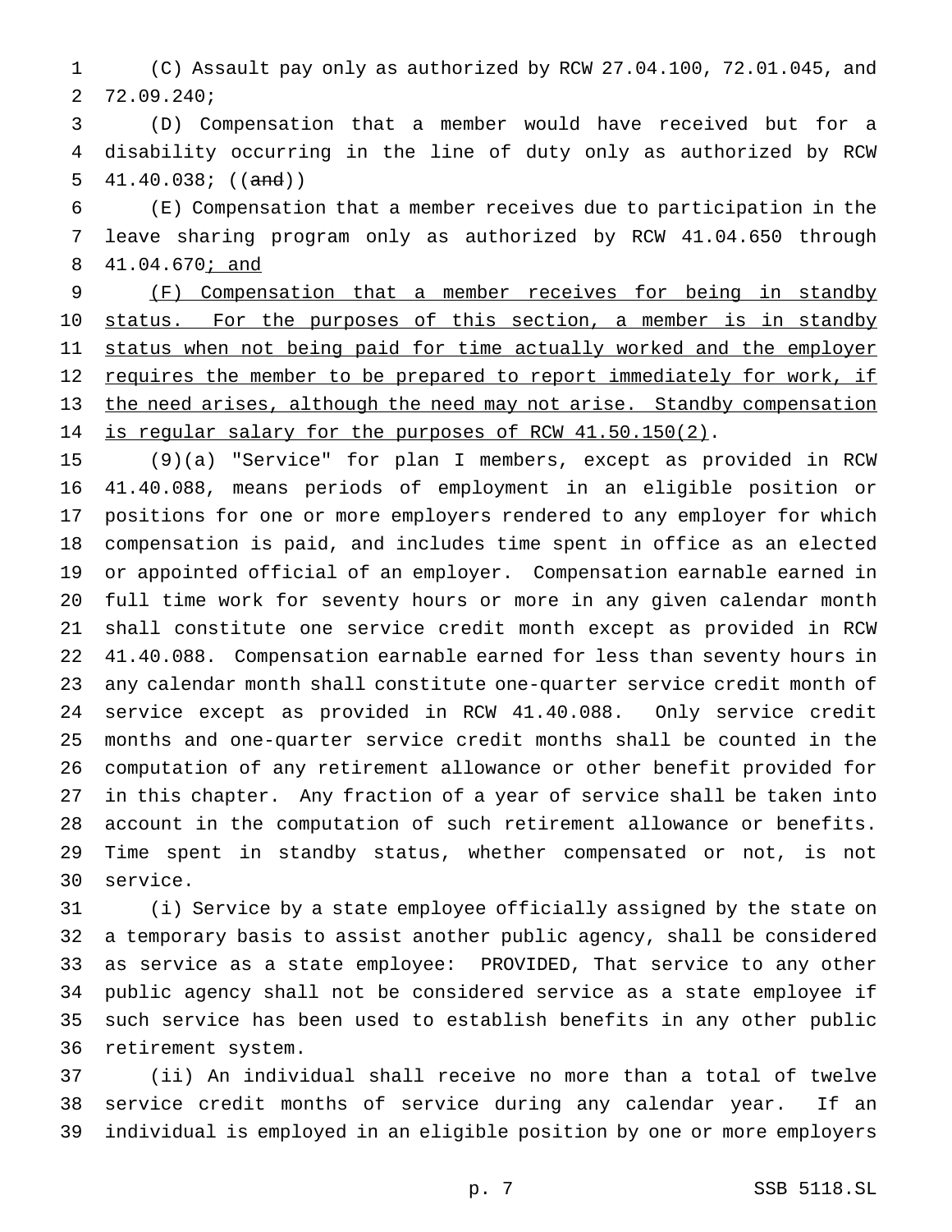(C) Assault pay only as authorized by RCW 27.04.100, 72.01.045, and 72.09.240;

(D) Compensation that a member would have received but for a disability occurring in the line of duty only as authorized by RCW 41.40.038; ((~~and~~))

(E) Compensation that a member receives due to participation in the leave sharing program only as authorized by RCW 41.04.650 through 41.04.670<u>; and</u>

<u>(F) Compensation that a member receives for being in standby status. For the purposes of this section, a member is in standby status when not being paid for time actually worked and the employer requires the member to be prepared to report immediately for work, if the need arises, although the need may not arise. Standby compensation is regular salary for the purposes of RCW 41.50.150(2)</u>.

(9)(a) "Service" for plan I members, except as provided in RCW 41.40.088, means periods of employment in an eligible position or positions for one or more employers rendered to any employer for which compensation is paid, and includes time spent in office as an elected or appointed official of an employer. Compensation earnable earned in full time work for seventy hours or more in any given calendar month shall constitute one service credit month except as provided in RCW 41.40.088. Compensation earnable earned for less than seventy hours in any calendar month shall constitute one-quarter service credit month of service except as provided in RCW 41.40.088. Only service credit months and one-quarter service credit months shall be counted in the computation of any retirement allowance or other benefit provided for in this chapter. Any fraction of a year of service shall be taken into account in the computation of such retirement allowance or benefits. Time spent in standby status, whether compensated or not, is not service.

(i) Service by a state employee officially assigned by the state on a temporary basis to assist another public agency, shall be considered as service as a state employee: PROVIDED, That service to any other public agency shall not be considered service as a state employee if such service has been used to establish benefits in any other public retirement system.

(ii) An individual shall receive no more than a total of twelve service credit months of service during any calendar year. If an individual is employed in an eligible position by one or more employers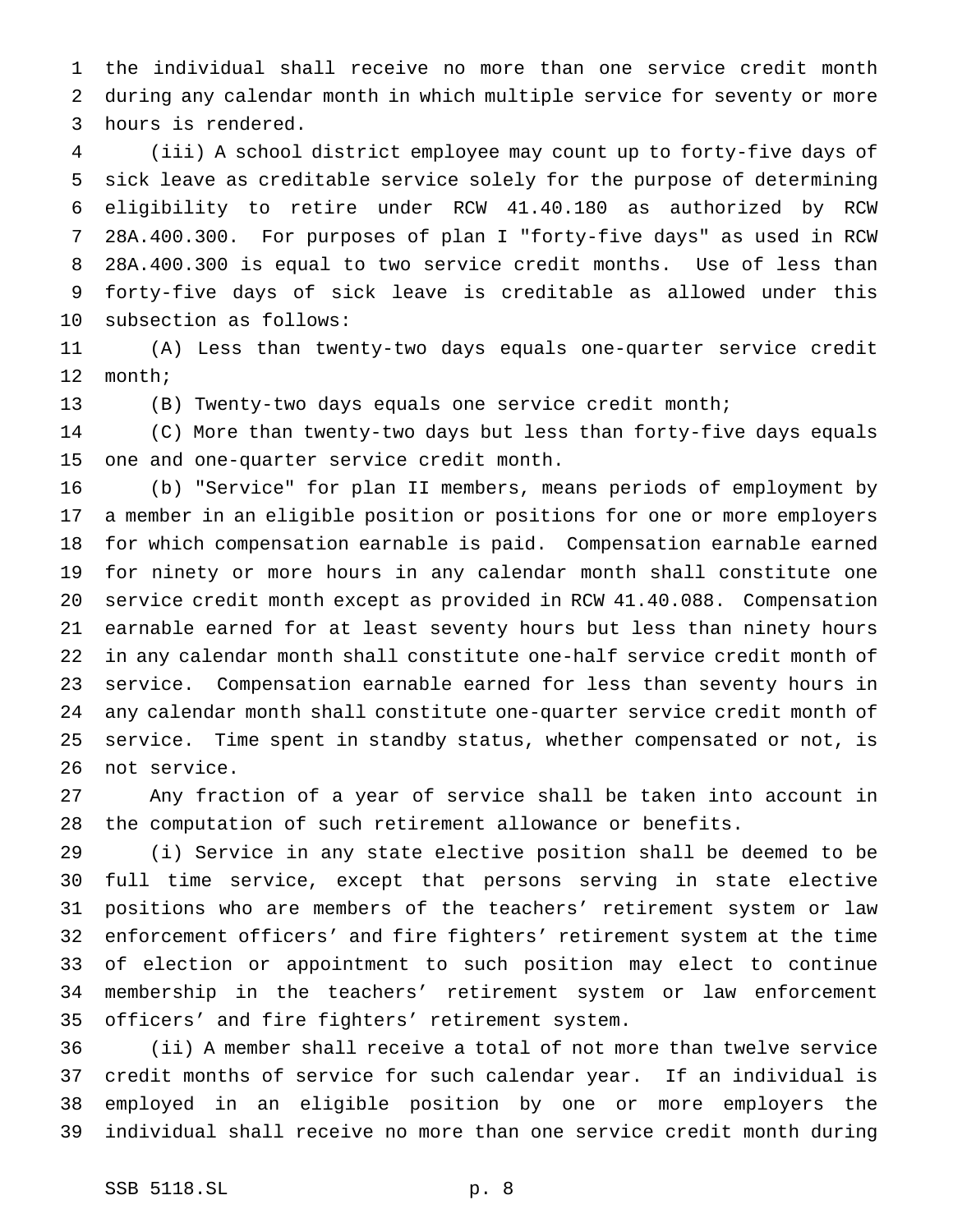the individual shall receive no more than one service credit month during any calendar month in which multiple service for seventy or more hours is rendered.

(iii) A school district employee may count up to forty-five days of sick leave as creditable service solely for the purpose of determining eligibility to retire under RCW 41.40.180 as authorized by RCW 28A.400.300. For purposes of plan I "forty-five days" as used in RCW 28A.400.300 is equal to two service credit months. Use of less than forty-five days of sick leave is creditable as allowed under this subsection as follows:

(A) Less than twenty-two days equals one-quarter service credit month;

(B) Twenty-two days equals one service credit month;

(C) More than twenty-two days but less than forty-five days equals one and one-quarter service credit month.

(b) "Service" for plan II members, means periods of employment by a member in an eligible position or positions for one or more employers for which compensation earnable is paid. Compensation earnable earned for ninety or more hours in any calendar month shall constitute one service credit month except as provided in RCW 41.40.088. Compensation earnable earned for at least seventy hours but less than ninety hours in any calendar month shall constitute one-half service credit month of service. Compensation earnable earned for less than seventy hours in any calendar month shall constitute one-quarter service credit month of service. Time spent in standby status, whether compensated or not, is not service.

Any fraction of a year of service shall be taken into account in the computation of such retirement allowance or benefits.

(i) Service in any state elective position shall be deemed to be full time service, except that persons serving in state elective positions who are members of the teachers' retirement system or law enforcement officers' and fire fighters' retirement system at the time of election or appointment to such position may elect to continue membership in the teachers' retirement system or law enforcement officers' and fire fighters' retirement system.

(ii) A member shall receive a total of not more than twelve service credit months of service for such calendar year. If an individual is employed in an eligible position by one or more employers the individual shall receive no more than one service credit month during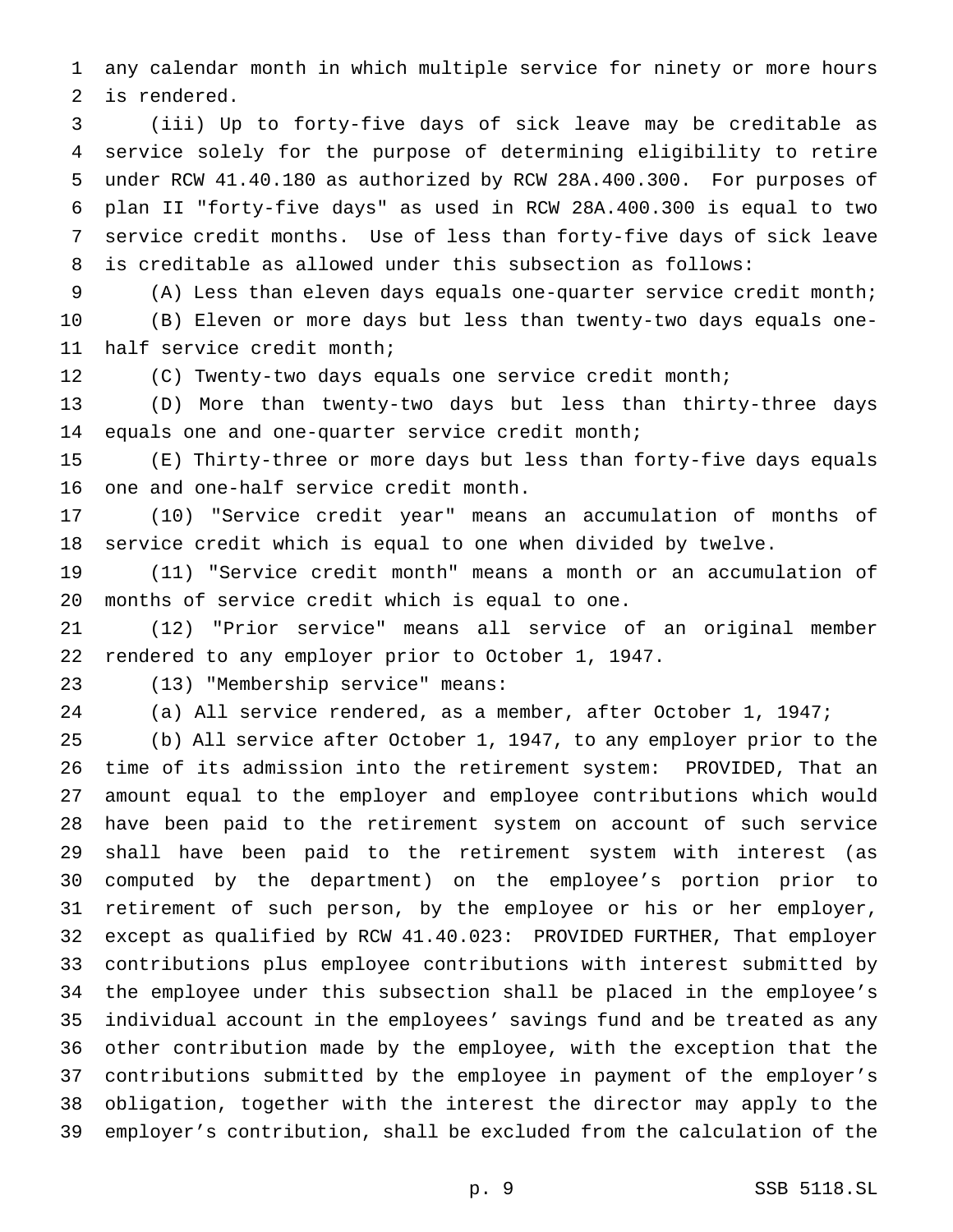any calendar month in which multiple service for ninety or more hours is rendered.

(iii) Up to forty-five days of sick leave may be creditable as service solely for the purpose of determining eligibility to retire under RCW 41.40.180 as authorized by RCW 28A.400.300. For purposes of plan II "forty-five days" as used in RCW 28A.400.300 is equal to two service credit months. Use of less than forty-five days of sick leave is creditable as allowed under this subsection as follows:

(A) Less than eleven days equals one-quarter service credit month;

(B) Eleven or more days but less than twenty-two days equals one-half service credit month;

(C) Twenty-two days equals one service credit month;

(D) More than twenty-two days but less than thirty-three days equals one and one-quarter service credit month;

(E) Thirty-three or more days but less than forty-five days equals one and one-half service credit month.

(10) "Service credit year" means an accumulation of months of service credit which is equal to one when divided by twelve.

(11) "Service credit month" means a month or an accumulation of months of service credit which is equal to one.

(12) "Prior service" means all service of an original member rendered to any employer prior to October 1, 1947.

(13) "Membership service" means:

(a) All service rendered, as a member, after October 1, 1947;

(b) All service after October 1, 1947, to any employer prior to the time of its admission into the retirement system: PROVIDED, That an amount equal to the employer and employee contributions which would have been paid to the retirement system on account of such service shall have been paid to the retirement system with interest (as computed by the department) on the employee's portion prior to retirement of such person, by the employee or his or her employer, except as qualified by RCW 41.40.023: PROVIDED FURTHER, That employer contributions plus employee contributions with interest submitted by the employee under this subsection shall be placed in the employee's individual account in the employees' savings fund and be treated as any other contribution made by the employee, with the exception that the contributions submitted by the employee in payment of the employer's obligation, together with the interest the director may apply to the employer's contribution, shall be excluded from the calculation of the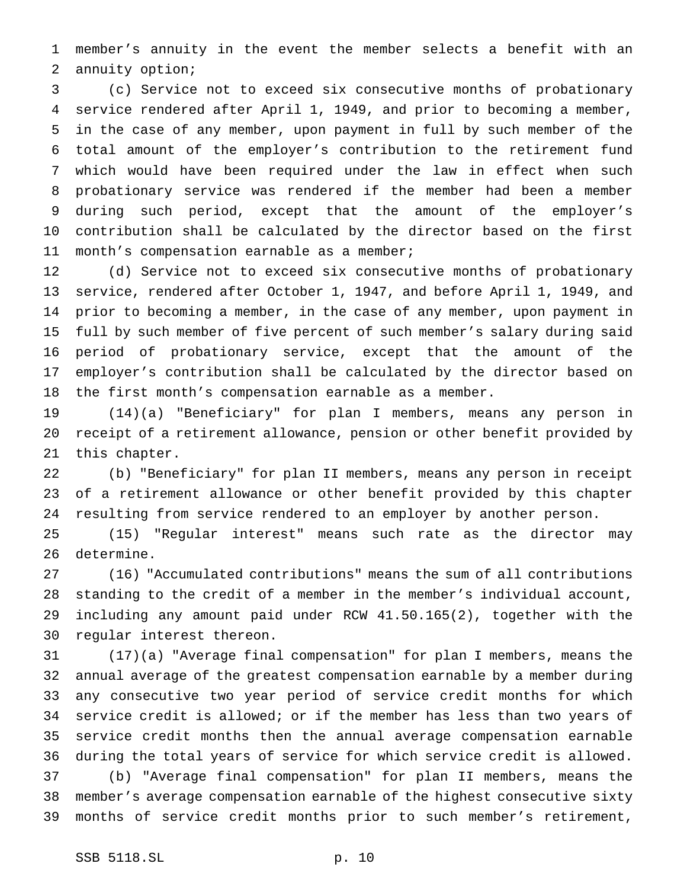member's annuity in the event the member selects a benefit with an annuity option;

(c) Service not to exceed six consecutive months of probationary service rendered after April 1, 1949, and prior to becoming a member, in the case of any member, upon payment in full by such member of the total amount of the employer's contribution to the retirement fund which would have been required under the law in effect when such probationary service was rendered if the member had been a member during such period, except that the amount of the employer's contribution shall be calculated by the director based on the first month's compensation earnable as a member;

(d) Service not to exceed six consecutive months of probationary service, rendered after October 1, 1947, and before April 1, 1949, and prior to becoming a member, in the case of any member, upon payment in full by such member of five percent of such member's salary during said period of probationary service, except that the amount of the employer's contribution shall be calculated by the director based on the first month's compensation earnable as a member.

(14)(a) "Beneficiary" for plan I members, means any person in receipt of a retirement allowance, pension or other benefit provided by this chapter.

(b) "Beneficiary" for plan II members, means any person in receipt of a retirement allowance or other benefit provided by this chapter resulting from service rendered to an employer by another person.

(15) "Regular interest" means such rate as the director may determine.

(16) "Accumulated contributions" means the sum of all contributions standing to the credit of a member in the member's individual account, including any amount paid under RCW 41.50.165(2), together with the regular interest thereon.

(17)(a) "Average final compensation" for plan I members, means the annual average of the greatest compensation earnable by a member during any consecutive two year period of service credit months for which service credit is allowed; or if the member has less than two years of service credit months then the annual average compensation earnable during the total years of service for which service credit is allowed.

(b) "Average final compensation" for plan II members, means the member's average compensation earnable of the highest consecutive sixty months of service credit months prior to such member's retirement,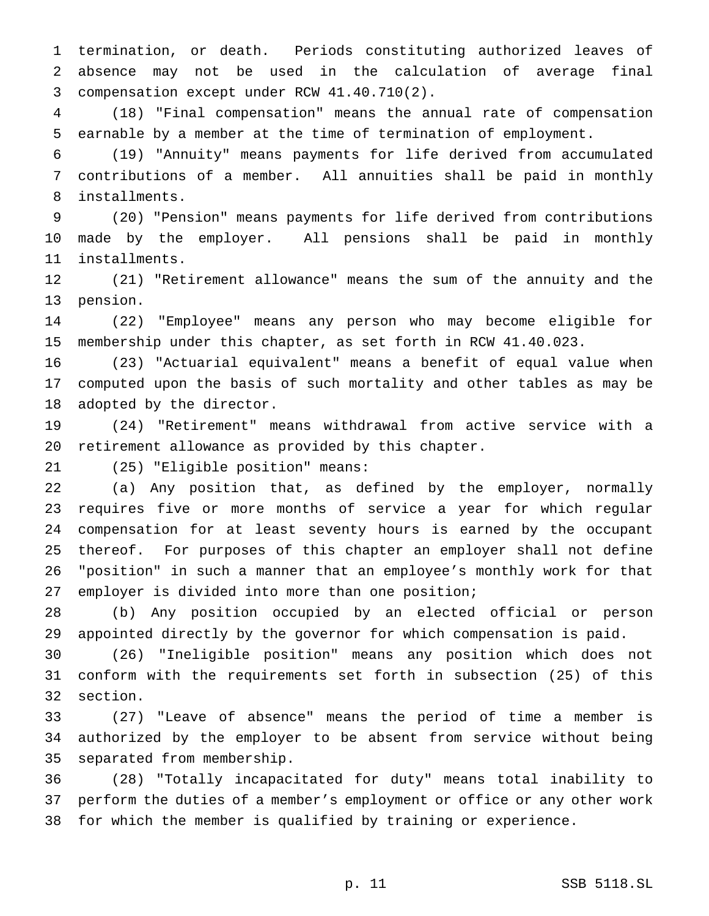termination, or death. Periods constituting authorized leaves of absence may not be used in the calculation of average final compensation except under RCW 41.40.710(2).

(18) "Final compensation" means the annual rate of compensation earnable by a member at the time of termination of employment.

(19) "Annuity" means payments for life derived from accumulated contributions of a member. All annuities shall be paid in monthly installments.

(20) "Pension" means payments for life derived from contributions made by the employer. All pensions shall be paid in monthly installments.

(21) "Retirement allowance" means the sum of the annuity and the pension.

(22) "Employee" means any person who may become eligible for membership under this chapter, as set forth in RCW 41.40.023.

(23) "Actuarial equivalent" means a benefit of equal value when computed upon the basis of such mortality and other tables as may be adopted by the director.

(24) "Retirement" means withdrawal from active service with a retirement allowance as provided by this chapter.

(25) "Eligible position" means:

(a) Any position that, as defined by the employer, normally requires five or more months of service a year for which regular compensation for at least seventy hours is earned by the occupant thereof. For purposes of this chapter an employer shall not define "position" in such a manner that an employee's monthly work for that employer is divided into more than one position;

(b) Any position occupied by an elected official or person appointed directly by the governor for which compensation is paid.

(26) "Ineligible position" means any position which does not conform with the requirements set forth in subsection (25) of this section.

(27) "Leave of absence" means the period of time a member is authorized by the employer to be absent from service without being separated from membership.

(28) "Totally incapacitated for duty" means total inability to perform the duties of a member's employment or office or any other work for which the member is qualified by training or experience.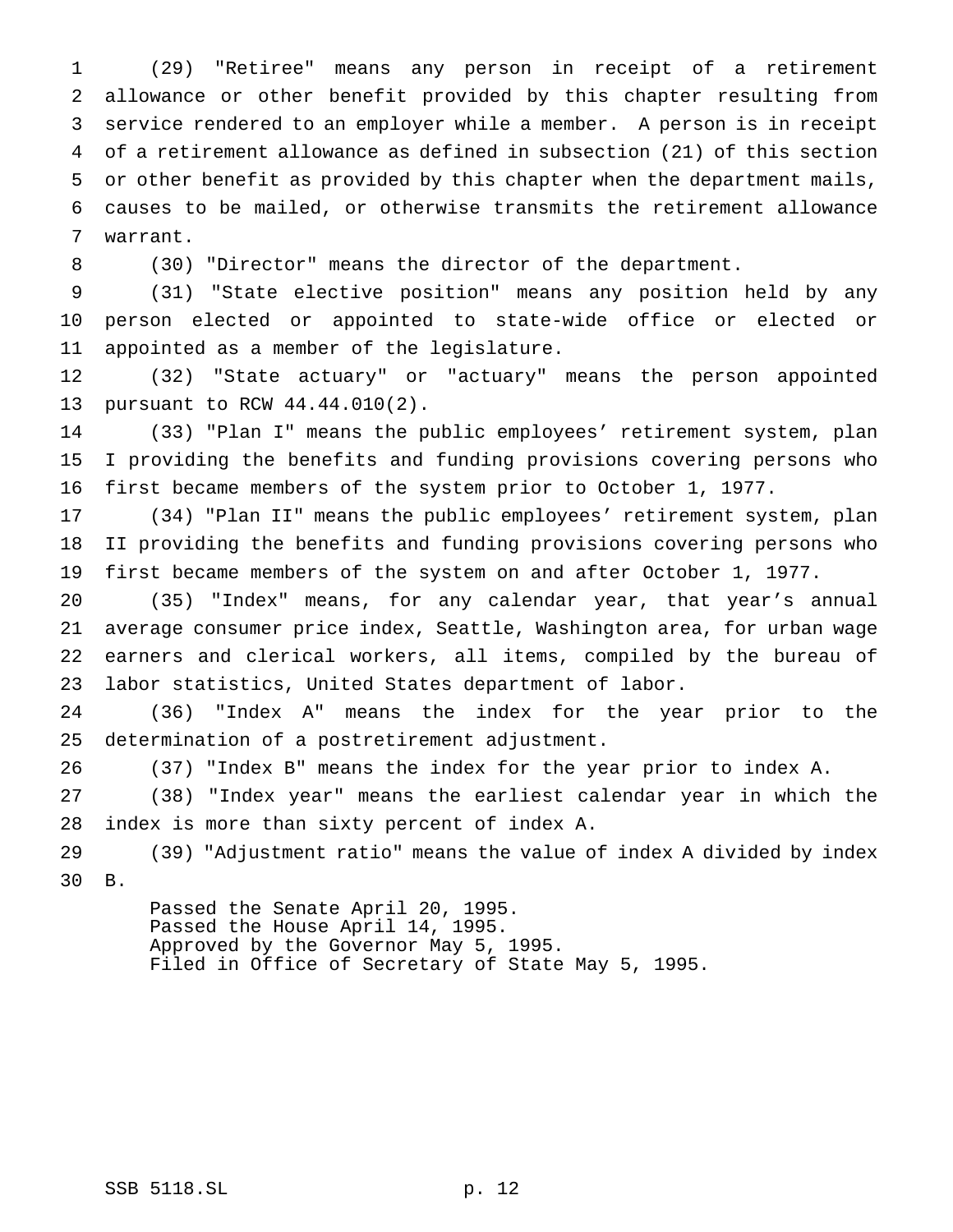(29) "Retiree" means any person in receipt of a retirement allowance or other benefit provided by this chapter resulting from service rendered to an employer while a member. A person is in receipt of a retirement allowance as defined in subsection (21) of this section or other benefit as provided by this chapter when the department mails, causes to be mailed, or otherwise transmits the retirement allowance warrant.

(30) "Director" means the director of the department.

(31) "State elective position" means any position held by any person elected or appointed to state-wide office or elected or appointed as a member of the legislature.

(32) "State actuary" or "actuary" means the person appointed pursuant to RCW 44.44.010(2).

(33) "Plan I" means the public employees' retirement system, plan I providing the benefits and funding provisions covering persons who first became members of the system prior to October 1, 1977.

(34) "Plan II" means the public employees' retirement system, plan II providing the benefits and funding provisions covering persons who first became members of the system on and after October 1, 1977.

(35) "Index" means, for any calendar year, that year's annual average consumer price index, Seattle, Washington area, for urban wage earners and clerical workers, all items, compiled by the bureau of labor statistics, United States department of labor.

(36) "Index A" means the index for the year prior to the determination of a postretirement adjustment.

(37) "Index B" means the index for the year prior to index A.

(38) "Index year" means the earliest calendar year in which the index is more than sixty percent of index A.

(39) "Adjustment ratio" means the value of index A divided by index B.

Passed the Senate April 20, 1995.
Passed the House April 14, 1995.
Approved by the Governor May 5, 1995.
Filed in Office of Secretary of State May 5, 1995.